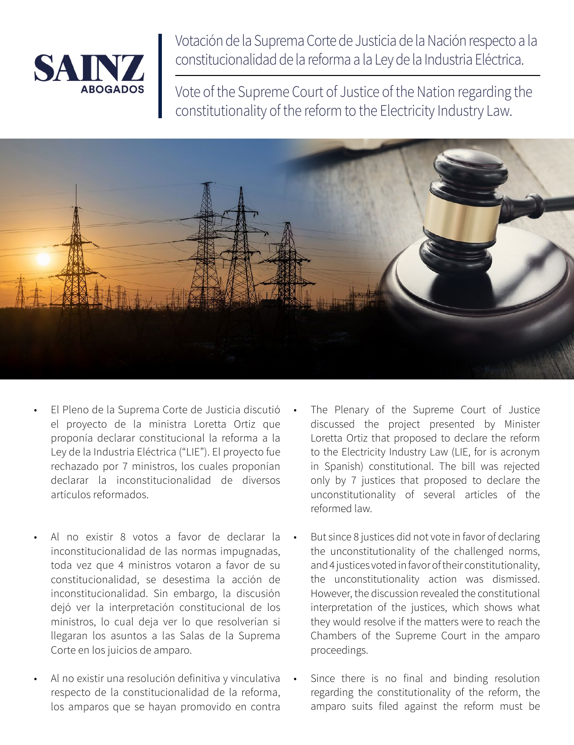SAINZ ABOGADOS

# Votación de la Suprema Corte de Justicia de la Nación respecto a la constitucionalidad de la reforma a la Ley de la Industria Eléctrica.

# Vote of the Supreme Court of Justice of the Nation regarding the constitutionality of the reform to the Electricity Industry Law.

- El Pleno de la Suprema Corte de Justicia discutió el proyecto de la ministra Loretta Ortiz que proponía declarar constitucional la reforma a la Ley de la Industria Eléctrica ("LIE"). El proyecto fue rechazado por 7 ministros, los cuales proponían declarar la inconstitucionalidad de diversos artículos reformados.

- Al no existir 8 votos a favor de declarar la inconstitucionalidad de las normas impugnadas, toda vez que 4 ministros votaron a favor de su constitucionalidad, se desestima la acción de inconstitucionalidad. Sin embargo, la discusión dejó ver la interpretación constitucional de los ministros, lo cual deja ver lo que resolverían si llegaran los asuntos a las Salas de la Suprema Corte en los juicios de amparo.

- Al no existir una resolución definitiva y vinculativa respecto de la constitucionalidad de la reforma, los amparos que se hayan promovido en contra

- The Plenary of the Supreme Court of Justice discussed the project presented by Minister Loretta Ortiz that proposed to declare the reform to the Electricity Industry Law (LIE, for is acronym in Spanish) constitutional. The bill was rejected only by 7 justices that proposed to declare the unconstitutionality of several articles of the reformed law.

- But since 8 justices did not vote in favor of declaring the unconstitutionality of the challenged norms, and 4 justices voted in favor of their constitutionality, the unconstitutionality action was dismissed. However, the discussion revealed the constitutional interpretation of the justices, which shows what they would resolve if the matters were to reach the Chambers of the Supreme Court in the amparo proceedings.

- Since there is no final and binding resolution regarding the constitutionality of the reform, the amparo suits filed against the reform must be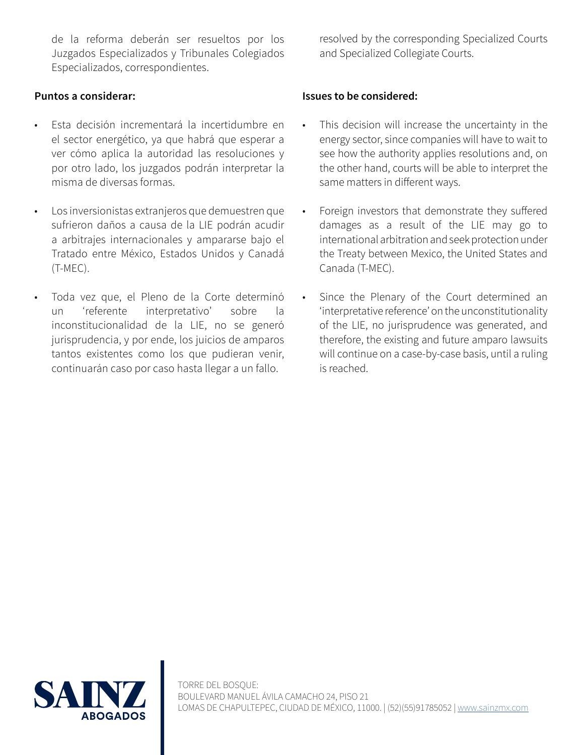de la reforma deberán ser resueltos por los Juzgados Especializados y Tribunales Colegiados Especializados, correspondientes.

**Puntos a considerar:**

- Esta decisión incrementará la incertidumbre en el sector energético, ya que habrá que esperar a ver cómo aplica la autoridad las resoluciones y por otro lado, los juzgados podrán interpretar la misma de diversas formas.
- Los inversionistas extranjeros que demuestren que sufrieron daños a causa de la LIE podrán acudir a arbitrajes internacionales y ampararse bajo el Tratado entre México, Estados Unidos y Canadá (T-MEC).
- Toda vez que, el Pleno de la Corte determinó un 'referente interpretativo' sobre la inconstitucionalidad de la LIE, no se generó jurisprudencia, y por ende, los juicios de amparos tantos existentes como los que pudieran venir, continuarán caso por caso hasta llegar a un fallo.

resolved by the corresponding Specialized Courts and Specialized Collegiate Courts.

**Issues to be considered:**

- This decision will increase the uncertainty in the energy sector, since companies will have to wait to see how the authority applies resolutions and, on the other hand, courts will be able to interpret the same matters in different ways.
- Foreign investors that demonstrate they suffered damages as a result of the LIE may go to international arbitration and seek protection under the Treaty between Mexico, the United States and Canada (T-MEC).
- Since the Plenary of the Court determined an 'interpretative reference' on the unconstitutionality of the LIE, no jurisprudence was generated, and therefore, the existing and future amparo lawsuits will continue on a case-by-case basis, until a ruling is reached.

SAINZ ABOGADOS

TORRE DEL BOSQUE:
BOULEVARD MANUEL ÁVILA CAMACHO 24, PISO 21
LOMAS DE CHAPULTEPEC, CIUDAD DE MÉXICO, 11000. | (52)(55)91785052 | www.sainzmx.com